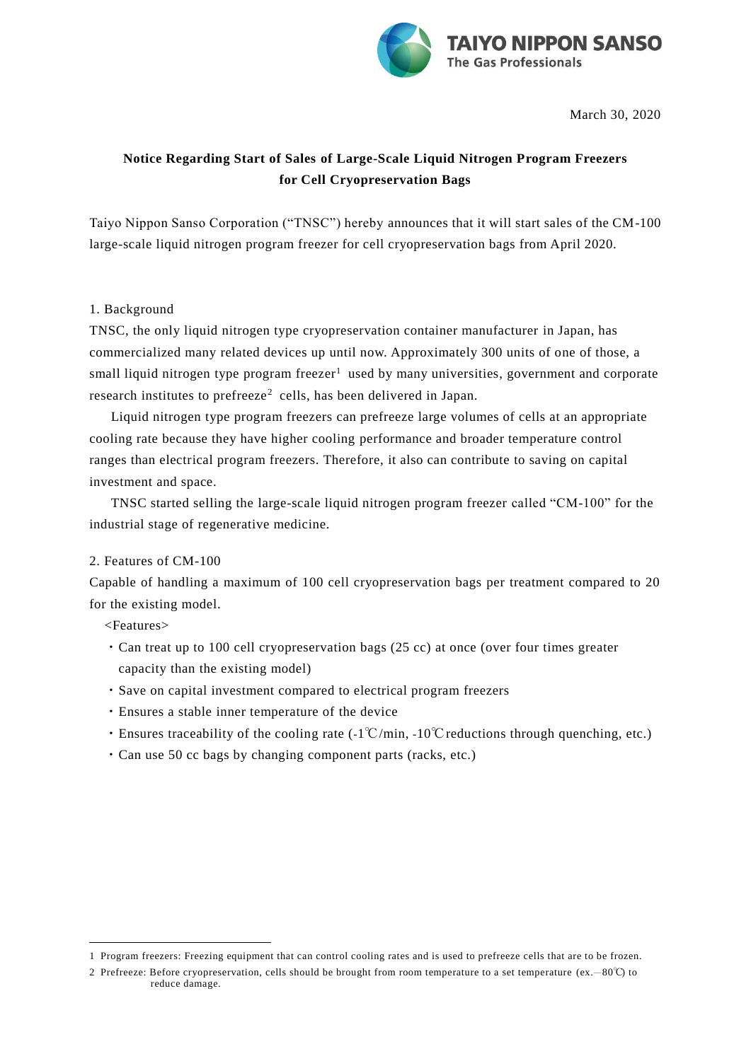March 30, 2020

# Notice Regarding Start of Sales of Large-Scale Liquid Nitrogen Program Freezers for Cell Cryopreservation Bags

Taiyo Nippon Sanso Corporation ("TNSC") hereby announces that it will start sales of the CM-100 large-scale liquid nitrogen program freezer for cell cryopreservation bags from April 2020.

## 1. Background

TNSC, the only liquid nitrogen type cryopreservation container manufacturer in Japan, has commercialized many related devices up until now. Approximately 300 units of one of those, a small liquid nitrogen type program freezer[1] used by many universities, government and corporate research institutes to prefreeze[2] cells, has been delivered in Japan.

Liquid nitrogen type program freezers can prefreeze large volumes of cells at an appropriate cooling rate because they have higher cooling performance and broader temperature control ranges than electrical program freezers. Therefore, it also can contribute to saving on capital investment and space.

TNSC started selling the large-scale liquid nitrogen program freezer called "CM-100" for the industrial stage of regenerative medicine.

## 2. Features of CM-100

Capable of handling a maximum of 100 cell cryopreservation bags per treatment compared to 20 for the existing model.

<Features>

- Can treat up to 100 cell cryopreservation bags (25 cc) at once (over four times greater capacity than the existing model)
- Save on capital investment compared to electrical program freezers
- Ensures a stable inner temperature of the device
- Ensures traceability of the cooling rate (-1℃/min, -10℃ reductions through quenching, etc.)
- Can use 50 cc bags by changing component parts (racks, etc.)

---

1 Program freezers: Freezing equipment that can control cooling rates and is used to prefreeze cells that are to be frozen.

2 Prefreeze: Before cryopreservation, cells should be brought from room temperature to a set temperature (ex.—80℃) to reduce damage.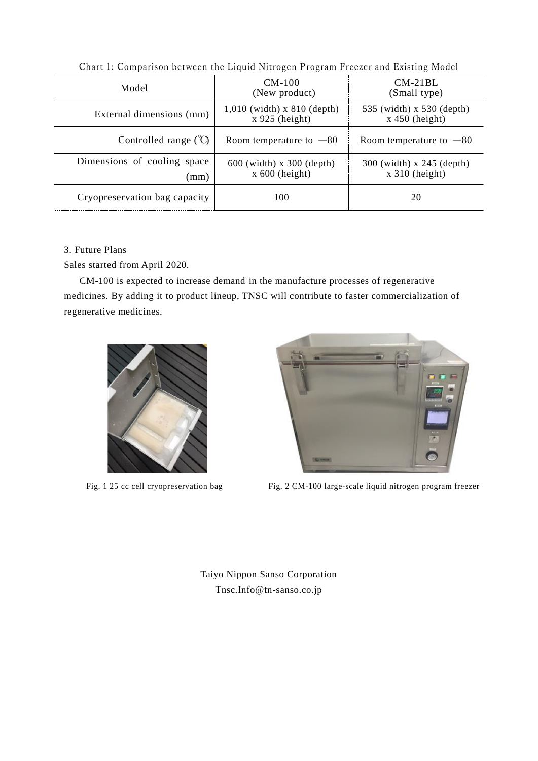Chart 1: Comparison between the Liquid Nitrogen Program Freezer and Existing Model

| Model | CM-100 (New product) | CM-21BL (Small type) |
| --- | --- | --- |
| External dimensions (mm) | 1,010 (width) x 810 (depth) x 925 (height) | 535 (width) x 530 (depth) x 450 (height) |
| Controlled range (℃) | Room temperature to −80 | Room temperature to −80 |
| Dimensions of cooling space (mm) | 600 (width) x 300 (depth) x 600 (height) | 300 (width) x 245 (depth) x 310 (height) |
| Cryopreservation bag capacity | 100 | 20 |

3. Future Plans

Sales started from April 2020.

CM-100 is expected to increase demand in the manufacture processes of regenerative medicines. By adding it to product lineup, TNSC will contribute to faster commercialization of regenerative medicines.

Fig. 1 25 cc cell cryopreservation bag

Fig. 2 CM-100 large-scale liquid nitrogen program freezer

Taiyo Nippon Sanso Corporation

Tnsc.Info@tn-sanso.co.jp